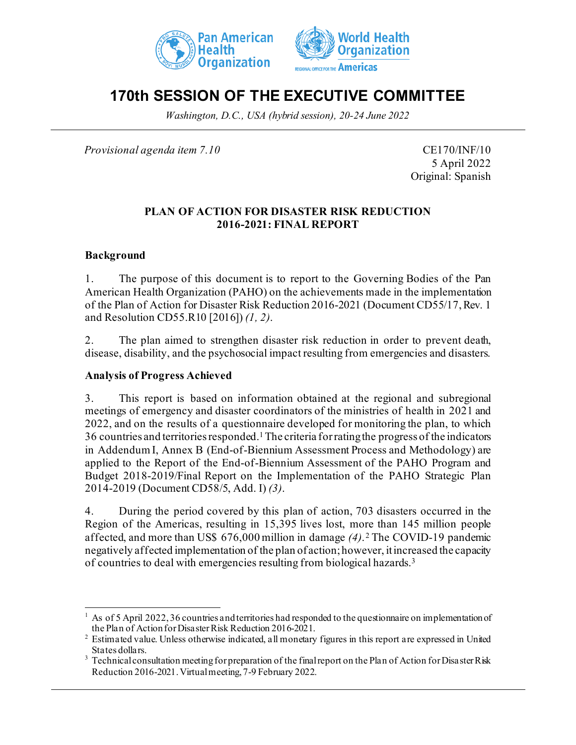# 170th SESSION OF THE EXECUTIVE COMMITTEE

*Washington, D.C., USA (hybrid session), 20-24 June 2022*

*Provisional agenda item 7.10*

CE170/INF/10
5 April 2022
Original: Spanish

## PLAN OF ACTION FOR DISASTER RISK REDUCTION 2016-2021: FINAL REPORT

### Background

1. The purpose of this document is to report to the Governing Bodies of the Pan American Health Organization (PAHO) on the achievements made in the implementation of the Plan of Action for Disaster Risk Reduction 2016-2021 (Document CD55/17, Rev. 1 and Resolution CD55.R10 [2016]) *(1, 2)*.

2. The plan aimed to strengthen disaster risk reduction in order to prevent death, disease, disability, and the psychosocial impact resulting from emergencies and disasters.

### Analysis of Progress Achieved

3. This report is based on information obtained at the regional and subregional meetings of emergency and disaster coordinators of the ministries of health in 2021 and 2022, and on the results of a questionnaire developed for monitoring the plan, to which 36 countries and territories responded.[1] The criteria for rating the progress of the indicators in Addendum I, Annex B (End-of-Biennium Assessment Process and Methodology) are applied to the Report of the End-of-Biennium Assessment of the PAHO Program and Budget 2018-2019/Final Report on the Implementation of the PAHO Strategic Plan 2014-2019 (Document CD58/5, Add. I) *(3)*.

4. During the period covered by this plan of action, 703 disasters occurred in the Region of the Americas, resulting in 15,395 lives lost, more than 145 million people affected, and more than US$ 676,000 million in damage *(4)*.[2] The COVID-19 pandemic negatively affected implementation of the plan of action; however, it increased the capacity of countries to deal with emergencies resulting from biological hazards.[3]

---

[1] As of 5 April 2022, 36 countries and territories had responded to the questionnaire on implementation of the Plan of Action for Disaster Risk Reduction 2016-2021.

[2] Estimated value. Unless otherwise indicated, all monetary figures in this report are expressed in United States dollars.

[3] Technical consultation meeting for preparation of the final report on the Plan of Action for Disaster Risk Reduction 2016-2021. Virtual meeting, 7-9 February 2022.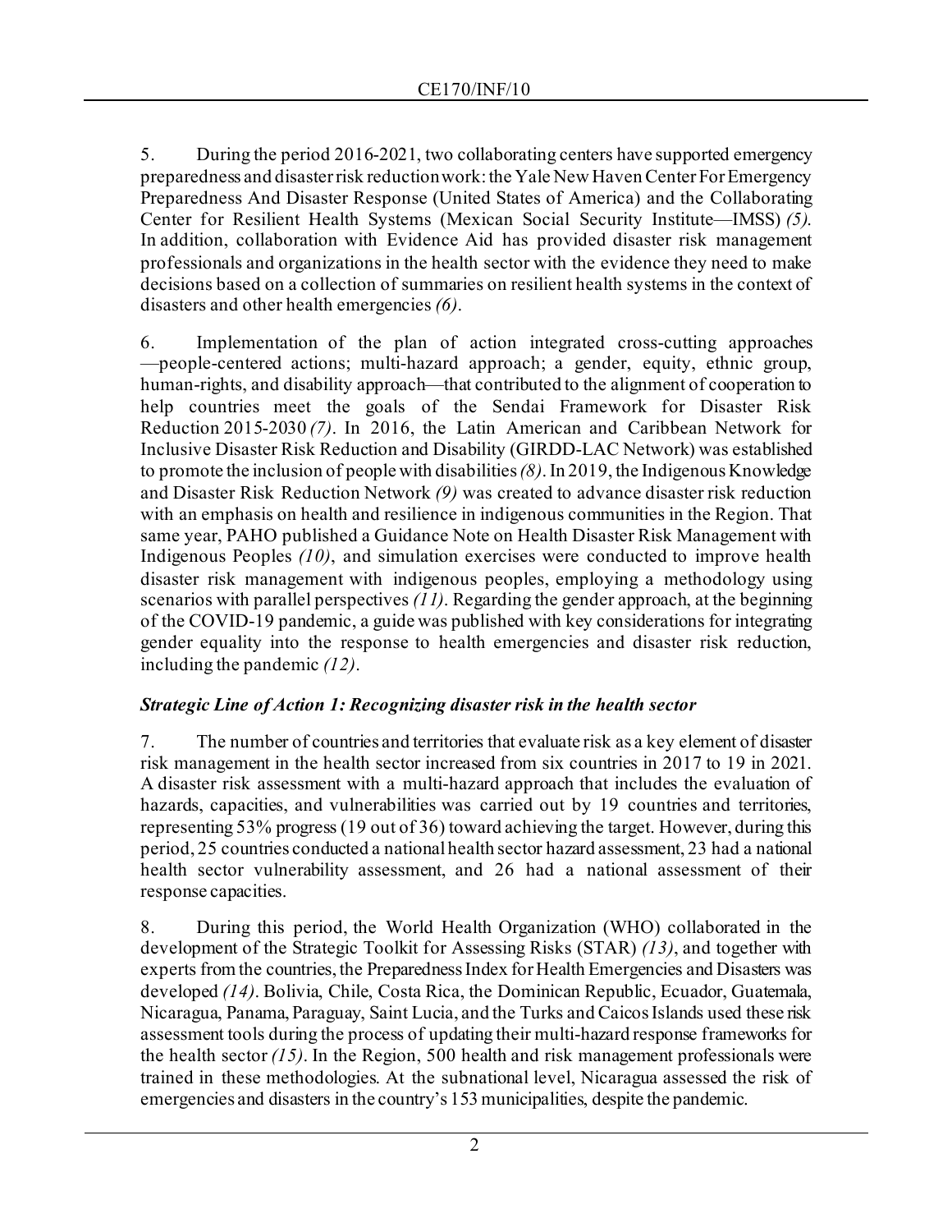5. During the period 2016-2021, two collaborating centers have supported emergency preparedness and disaster risk reduction work: the Yale New Haven Center For Emergency Preparedness And Disaster Response (United States of America) and the Collaborating Center for Resilient Health Systems (Mexican Social Security Institute—IMSS) *(5)*. In addition, collaboration with Evidence Aid has provided disaster risk management professionals and organizations in the health sector with the evidence they need to make decisions based on a collection of summaries on resilient health systems in the context of disasters and other health emergencies *(6)*.

6. Implementation of the plan of action integrated cross-cutting approaches —people-centered actions; multi-hazard approach; a gender, equity, ethnic group, human-rights, and disability approach—that contributed to the alignment of cooperation to help countries meet the goals of the Sendai Framework for Disaster Risk Reduction 2015-2030 *(7)*. In 2016, the Latin American and Caribbean Network for Inclusive Disaster Risk Reduction and Disability (GIRDD-LAC Network) was established to promote the inclusion of people with disabilities *(8)*. In 2019, the Indigenous Knowledge and Disaster Risk Reduction Network *(9)* was created to advance disaster risk reduction with an emphasis on health and resilience in indigenous communities in the Region. That same year, PAHO published a Guidance Note on Health Disaster Risk Management with Indigenous Peoples *(10)*, and simulation exercises were conducted to improve health disaster risk management with indigenous peoples, employing a methodology using scenarios with parallel perspectives *(11)*. Regarding the gender approach, at the beginning of the COVID-19 pandemic, a guide was published with key considerations for integrating gender equality into the response to health emergencies and disaster risk reduction, including the pandemic *(12)*.

***Strategic Line of Action 1: Recognizing disaster risk in the health sector***

7. The number of countries and territories that evaluate risk as a key element of disaster risk management in the health sector increased from six countries in 2017 to 19 in 2021. A disaster risk assessment with a multi-hazard approach that includes the evaluation of hazards, capacities, and vulnerabilities was carried out by 19 countries and territories, representing 53% progress (19 out of 36) toward achieving the target. However, during this period, 25 countries conducted a national health sector hazard assessment, 23 had a national health sector vulnerability assessment, and 26 had a national assessment of their response capacities.

8. During this period, the World Health Organization (WHO) collaborated in the development of the Strategic Toolkit for Assessing Risks (STAR) *(13)*, and together with experts from the countries, the Preparedness Index for Health Emergencies and Disasters was developed *(14)*. Bolivia, Chile, Costa Rica, the Dominican Republic, Ecuador, Guatemala, Nicaragua, Panama, Paraguay, Saint Lucia, and the Turks and Caicos Islands used these risk assessment tools during the process of updating their multi-hazard response frameworks for the health sector *(15)*. In the Region, 500 health and risk management professionals were trained in these methodologies. At the subnational level, Nicaragua assessed the risk of emergencies and disasters in the country's 153 municipalities, despite the pandemic.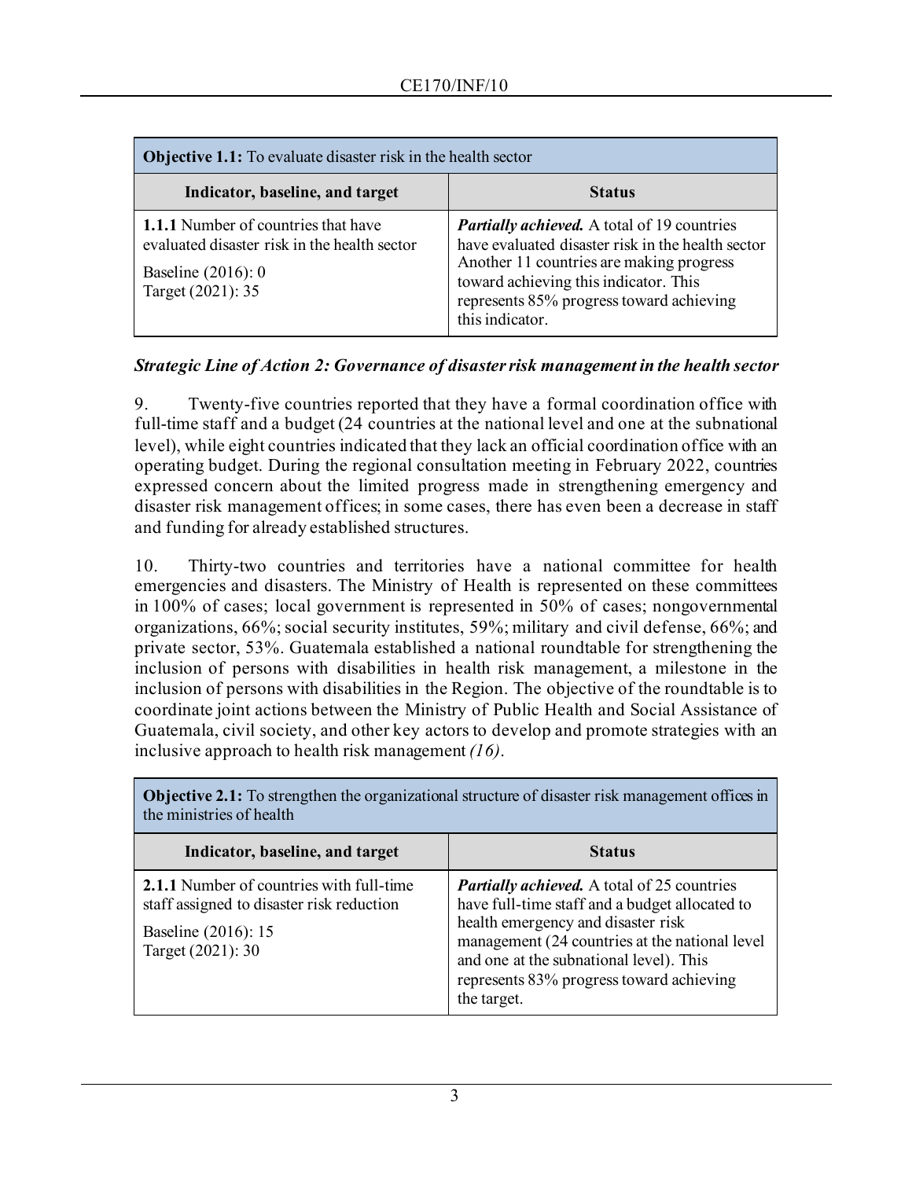| **Objective 1.1:** To evaluate disaster risk in the health sector | |
|---|---|
| **Indicator, baseline, and target** | **Status** |
| **1.1.1** Number of countries that have evaluated disaster risk in the health sector<br><br>Baseline (2016): 0<br>Target (2021): 35 | ***Partially achieved.*** A total of 19 countries have evaluated disaster risk in the health sector Another 11 countries are making progress toward achieving this indicator. This represents 85% progress toward achieving this indicator. |

### *Strategic Line of Action 2: Governance of disaster risk management in the health sector*

9. Twenty-five countries reported that they have a formal coordination office with full-time staff and a budget (24 countries at the national level and one at the subnational level), while eight countries indicated that they lack an official coordination office with an operating budget. During the regional consultation meeting in February 2022, countries expressed concern about the limited progress made in strengthening emergency and disaster risk management offices; in some cases, there has even been a decrease in staff and funding for already established structures.

10. Thirty-two countries and territories have a national committee for health emergencies and disasters. The Ministry of Health is represented on these committees in 100% of cases; local government is represented in 50% of cases; nongovernmental organizations, 66%; social security institutes, 59%; military and civil defense, 66%; and private sector, 53%. Guatemala established a national roundtable for strengthening the inclusion of persons with disabilities in health risk management, a milestone in the inclusion of persons with disabilities in the Region. The objective of the roundtable is to coordinate joint actions between the Ministry of Public Health and Social Assistance of Guatemala, civil society, and other key actors to develop and promote strategies with an inclusive approach to health risk management *(16)*.

| **Objective 2.1:** To strengthen the organizational structure of disaster risk management offices in the ministries of health | |
|---|---|
| **Indicator, baseline, and target** | **Status** |
| **2.1.1** Number of countries with full-time staff assigned to disaster risk reduction<br><br>Baseline (2016): 15<br>Target (2021): 30 | ***Partially achieved.*** A total of 25 countries have full-time staff and a budget allocated to health emergency and disaster risk management (24 countries at the national level and one at the subnational level). This represents 83% progress toward achieving the target. |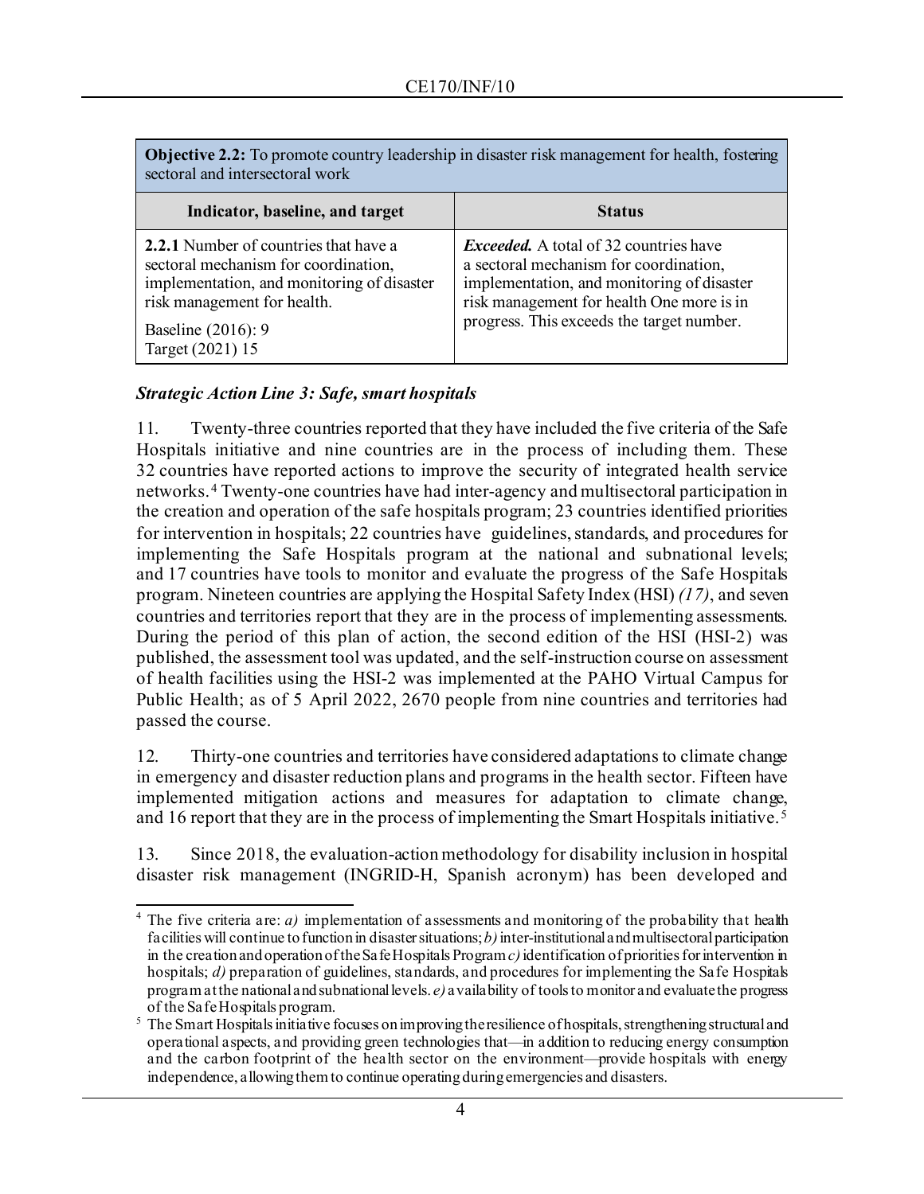| **Objective 2.2:** To promote country leadership in disaster risk management for health, fostering sectoral and intersectoral work | |
|---|---|
| **Indicator, baseline, and target** | **Status** |
| **2.2.1** Number of countries that have a sectoral mechanism for coordination, implementation, and monitoring of disaster risk management for health.<br>Baseline (2016): 9<br>Target (2021) 15 | ***Exceeded.*** A total of 32 countries have a sectoral mechanism for coordination, implementation, and monitoring of disaster risk management for health One more is in progress. This exceeds the target number. |

***Strategic Action Line 3: Safe, smart hospitals***

11. Twenty-three countries reported that they have included the five criteria of the Safe Hospitals initiative and nine countries are in the process of including them. These 32 countries have reported actions to improve the security of integrated health service networks.[4] Twenty-one countries have had inter-agency and multisectoral participation in the creation and operation of the safe hospitals program; 23 countries identified priorities for intervention in hospitals; 22 countries have guidelines, standards, and procedures for implementing the Safe Hospitals program at the national and subnational levels; and 17 countries have tools to monitor and evaluate the progress of the Safe Hospitals program. Nineteen countries are applying the Hospital Safety Index (HSI) *(17)*, and seven countries and territories report that they are in the process of implementing assessments. During the period of this plan of action, the second edition of the HSI (HSI-2) was published, the assessment tool was updated, and the self-instruction course on assessment of health facilities using the HSI-2 was implemented at the PAHO Virtual Campus for Public Health; as of 5 April 2022, 2670 people from nine countries and territories had passed the course.

12. Thirty-one countries and territories have considered adaptations to climate change in emergency and disaster reduction plans and programs in the health sector. Fifteen have implemented mitigation actions and measures for adaptation to climate change, and 16 report that they are in the process of implementing the Smart Hospitals initiative.[5]

13. Since 2018, the evaluation-action methodology for disability inclusion in hospital disaster risk management (INGRID-H, Spanish acronym) has been developed and

---

[4] The five criteria are: *a)* implementation of assessments and monitoring of the probability that health facilities will continue to function in disaster situations; *b)* inter-institutional and multisectoral participation in the creation and operation of the Safe Hospitals Program *c)* identification of priorities for intervention in hospitals; *d)* preparation of guidelines, standards, and procedures for implementing the Safe Hospitals program at the national and subnational levels. *e)* availability of tools to monitor and evaluate the progress of the Safe Hospitals program.

[5] The Smart Hospitals initiative focuses on improving the resilience of hospitals, strengthening structural and operational aspects, and providing green technologies that—in addition to reducing energy consumption and the carbon footprint of the health sector on the environment—provide hospitals with energy independence, allowing them to continue operating during emergencies and disasters.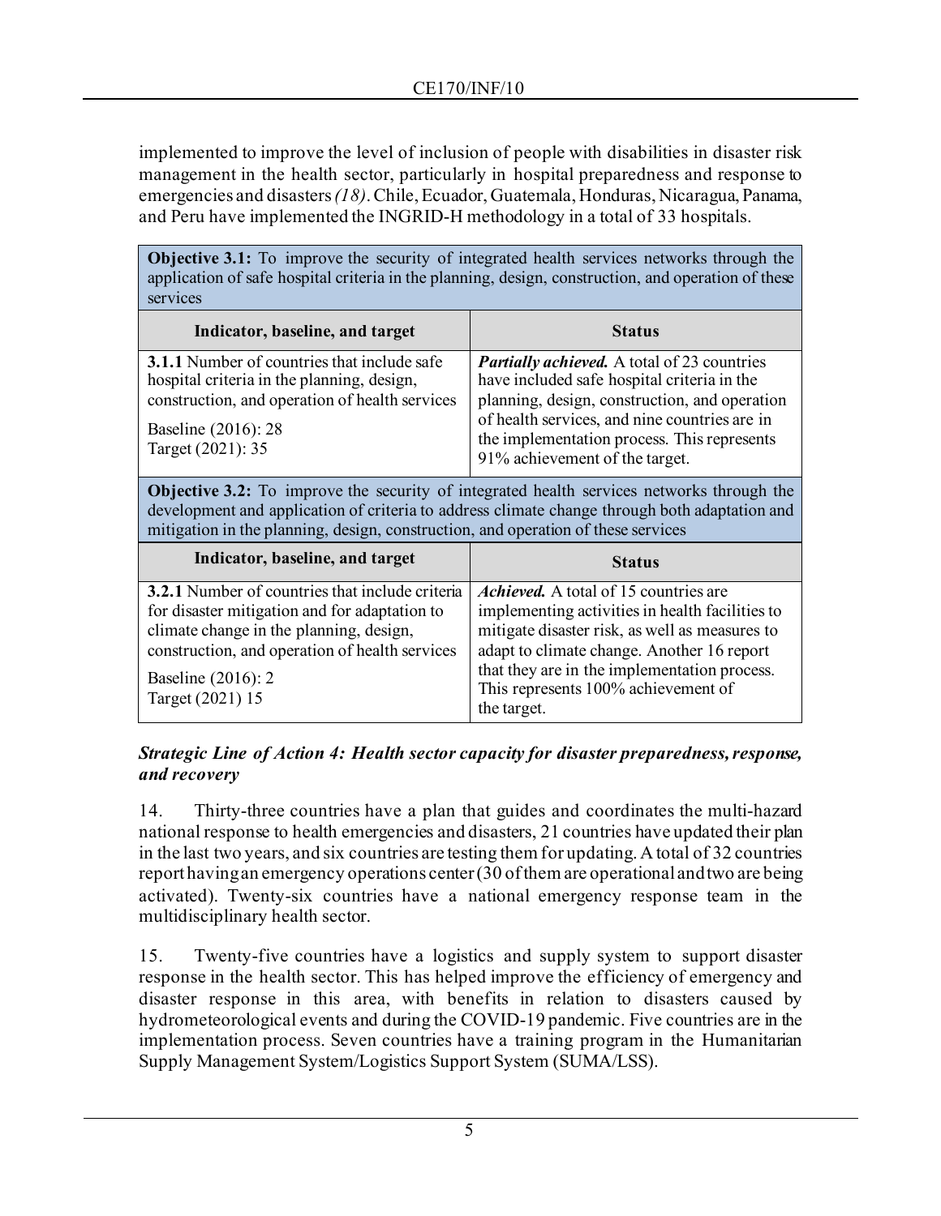implemented to improve the level of inclusion of people with disabilities in disaster risk management in the health sector, particularly in hospital preparedness and response to emergencies and disasters *(18)*. Chile, Ecuador, Guatemala, Honduras, Nicaragua, Panama, and Peru have implemented the INGRID-H methodology in a total of 33 hospitals.

| **Objective 3.1:** To improve the security of integrated health services networks through the application of safe hospital criteria in the planning, design, construction, and operation of these services | |
|---|---|
| **Indicator, baseline, and target** | **Status** |
| **3.1.1** Number of countries that include safe hospital criteria in the planning, design, construction, and operation of health services<br><br>Baseline (2016): 28<br>Target (2021): 35 | ***Partially achieved.*** A total of 23 countries have included safe hospital criteria in the planning, design, construction, and operation of health services, and nine countries are in the implementation process. This represents 91% achievement of the target. |
| **Objective 3.2:** To improve the security of integrated health services networks through the development and application of criteria to address climate change through both adaptation and mitigation in the planning, design, construction, and operation of these services | |
| **Indicator, baseline, and target** | **Status** |
| **3.2.1** Number of countries that include criteria for disaster mitigation and for adaptation to climate change in the planning, design, construction, and operation of health services<br><br>Baseline (2016): 2<br>Target (2021) 15 | ***Achieved.*** A total of 15 countries are implementing activities in health facilities to mitigate disaster risk, as well as measures to adapt to climate change. Another 16 report that they are in the implementation process. This represents 100% achievement of the target. |

***Strategic Line of Action 4: Health sector capacity for disaster preparedness, response, and recovery***

14. Thirty-three countries have a plan that guides and coordinates the multi-hazard national response to health emergencies and disasters, 21 countries have updated their plan in the last two years, and six countries are testing them for updating. A total of 32 countries report having an emergency operations center (30 of them are operational and two are being activated). Twenty-six countries have a national emergency response team in the multidisciplinary health sector.

15. Twenty-five countries have a logistics and supply system to support disaster response in the health sector. This has helped improve the efficiency of emergency and disaster response in this area, with benefits in relation to disasters caused by hydrometeorological events and during the COVID-19 pandemic. Five countries are in the implementation process. Seven countries have a training program in the Humanitarian Supply Management System/Logistics Support System (SUMA/LSS).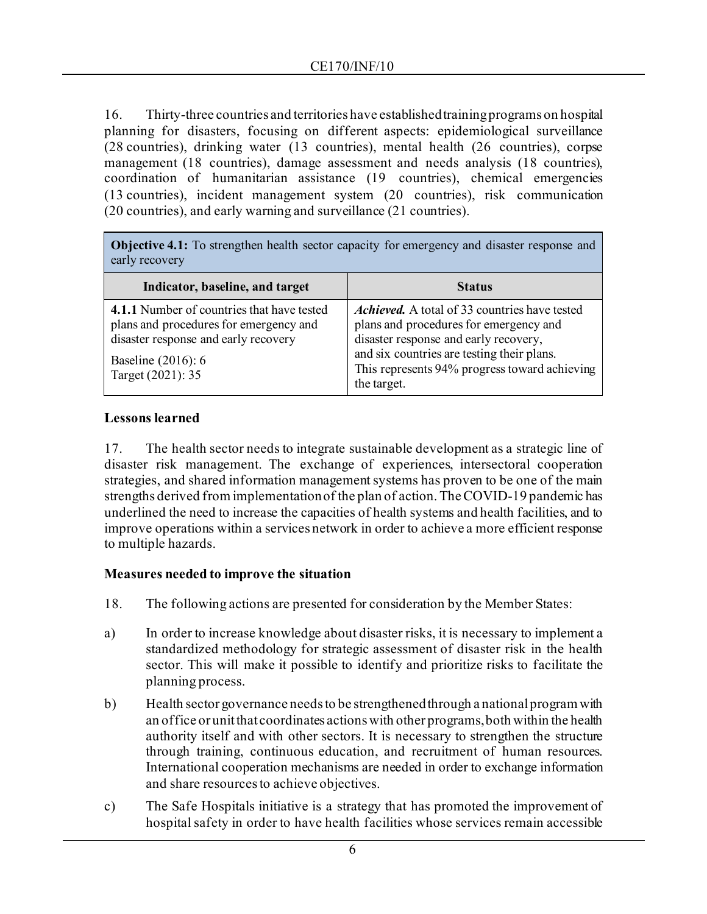16. Thirty-three countries and territories have established training programs on hospital planning for disasters, focusing on different aspects: epidemiological surveillance (28 countries), drinking water (13 countries), mental health (26 countries), corpse management (18 countries), damage assessment and needs analysis (18 countries), coordination of humanitarian assistance (19 countries), chemical emergencies (13 countries), incident management system (20 countries), risk communication (20 countries), and early warning and surveillance (21 countries).

| **Objective 4.1:** To strengthen health sector capacity for emergency and disaster response and early recovery | |
|---|---|
| **Indicator, baseline, and target** | **Status** |
| **4.1.1** Number of countries that have tested plans and procedures for emergency and disaster response and early recovery<br><br>Baseline (2016): 6<br>Target (2021): 35 | ***Achieved.*** A total of 33 countries have tested plans and procedures for emergency and disaster response and early recovery, and six countries are testing their plans. This represents 94% progress toward achieving the target. |

**Lessons learned**

17. The health sector needs to integrate sustainable development as a strategic line of disaster risk management. The exchange of experiences, intersectoral cooperation strategies, and shared information management systems has proven to be one of the main strengths derived from implementation of the plan of action. The COVID-19 pandemic has underlined the need to increase the capacities of health systems and health facilities, and to improve operations within a services network in order to achieve a more efficient response to multiple hazards.

**Measures needed to improve the situation**

18. The following actions are presented for consideration by the Member States:

a) In order to increase knowledge about disaster risks, it is necessary to implement a standardized methodology for strategic assessment of disaster risk in the health sector. This will make it possible to identify and prioritize risks to facilitate the planning process.

b) Health sector governance needs to be strengthened through a national program with an office or unit that coordinates actions with other programs, both within the health authority itself and with other sectors. It is necessary to strengthen the structure through training, continuous education, and recruitment of human resources. International cooperation mechanisms are needed in order to exchange information and share resources to achieve objectives.

c) The Safe Hospitals initiative is a strategy that has promoted the improvement of hospital safety in order to have health facilities whose services remain accessible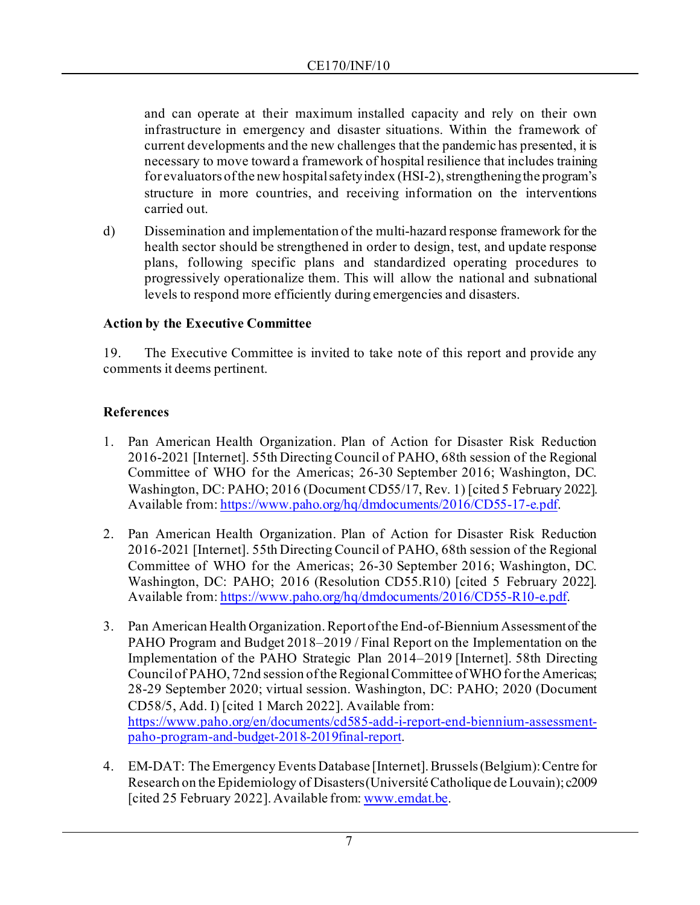and can operate at their maximum installed capacity and rely on their own infrastructure in emergency and disaster situations. Within the framework of current developments and the new challenges that the pandemic has presented, it is necessary to move toward a framework of hospital resilience that includes training for evaluators of the new hospital safety index (HSI-2), strengthening the program's structure in more countries, and receiving information on the interventions carried out.

d) Dissemination and implementation of the multi-hazard response framework for the health sector should be strengthened in order to design, test, and update response plans, following specific plans and standardized operating procedures to progressively operationalize them. This will allow the national and subnational levels to respond more efficiently during emergencies and disasters.

**Action by the Executive Committee**

19. The Executive Committee is invited to take note of this report and provide any comments it deems pertinent.

**References**

1. Pan American Health Organization. Plan of Action for Disaster Risk Reduction 2016-2021 [Internet]. 55th Directing Council of PAHO, 68th session of the Regional Committee of WHO for the Americas; 26-30 September 2016; Washington, DC. Washington, DC: PAHO; 2016 (Document CD55/17, Rev. 1) [cited 5 February 2022]. Available from: https://www.paho.org/hq/dmdocuments/2016/CD55-17-e.pdf.

2. Pan American Health Organization. Plan of Action for Disaster Risk Reduction 2016-2021 [Internet]. 55th Directing Council of PAHO, 68th session of the Regional Committee of WHO for the Americas; 26-30 September 2016; Washington, DC. Washington, DC: PAHO; 2016 (Resolution CD55.R10) [cited 5 February 2022]. Available from: https://www.paho.org/hq/dmdocuments/2016/CD55-R10-e.pdf.

3. Pan American Health Organization. Report of the End-of-Biennium Assessment of the PAHO Program and Budget 2018–2019 / Final Report on the Implementation on the Implementation of the PAHO Strategic Plan 2014–2019 [Internet]. 58th Directing Council of PAHO, 72nd session of the Regional Committee of WHO for the Americas; 28-29 September 2020; virtual session. Washington, DC: PAHO; 2020 (Document CD58/5, Add. I) [cited 1 March 2022]. Available from: https://www.paho.org/en/documents/cd585-add-i-report-end-biennium-assessment-paho-program-and-budget-2018-2019final-report.

4. EM-DAT: The Emergency Events Database [Internet]. Brussels (Belgium): Centre for Research on the Epidemiology of Disasters (Université Catholique de Louvain); c2009 [cited 25 February 2022]. Available from: www.emdat.be.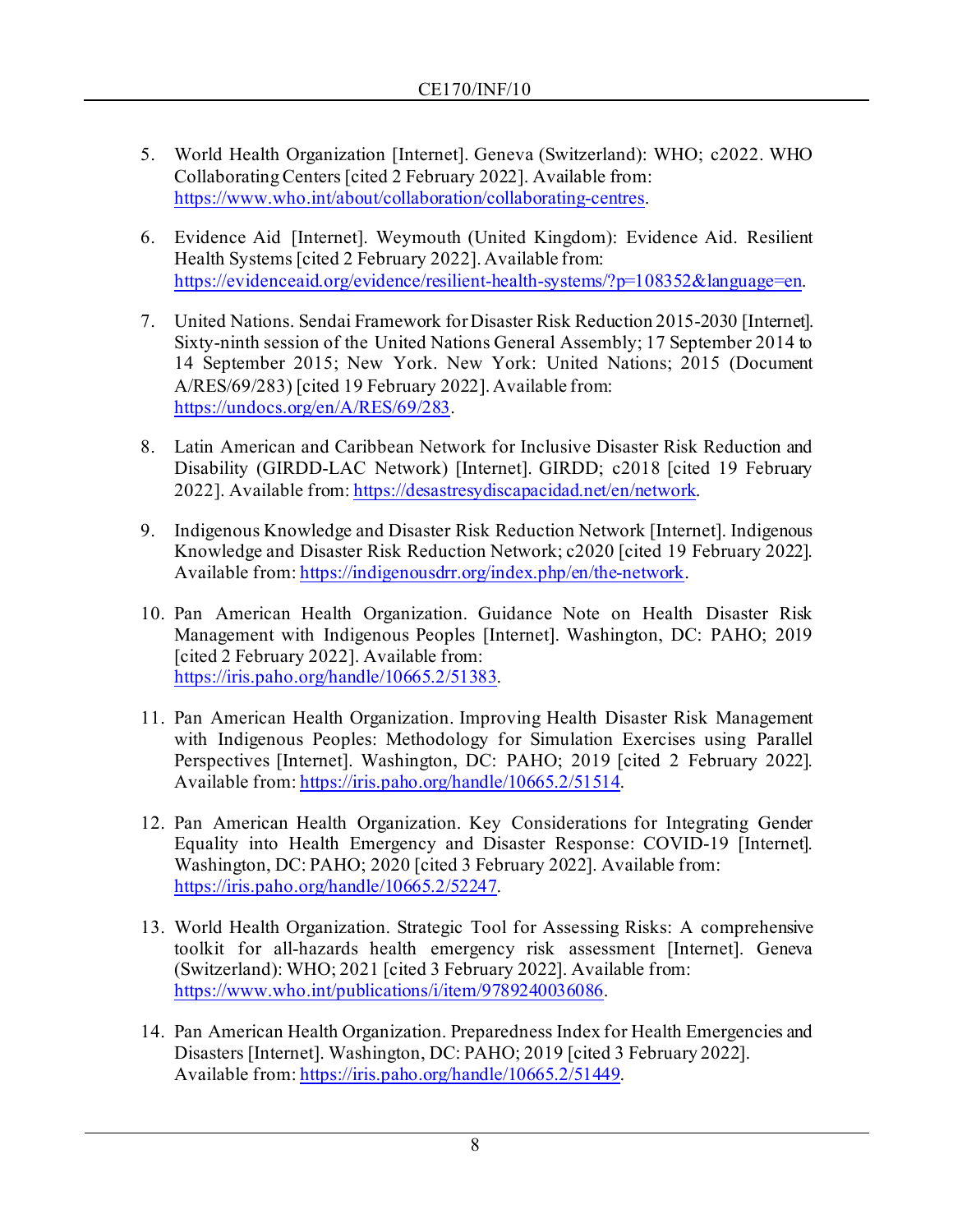5. World Health Organization [Internet]. Geneva (Switzerland): WHO; c2022. WHO Collaborating Centers [cited 2 February 2022]. Available from: https://www.who.int/about/collaboration/collaborating-centres.

6. Evidence Aid [Internet]. Weymouth (United Kingdom): Evidence Aid. Resilient Health Systems [cited 2 February 2022]. Available from: https://evidenceaid.org/evidence/resilient-health-systems/?p=108352&language=en.

7. United Nations. Sendai Framework for Disaster Risk Reduction 2015-2030 [Internet]. Sixty-ninth session of the United Nations General Assembly; 17 September 2014 to 14 September 2015; New York. New York: United Nations; 2015 (Document A/RES/69/283) [cited 19 February 2022]. Available from: https://undocs.org/en/A/RES/69/283.

8. Latin American and Caribbean Network for Inclusive Disaster Risk Reduction and Disability (GIRDD-LAC Network) [Internet]. GIRDD; c2018 [cited 19 February 2022]. Available from: https://desastresydiscapacidad.net/en/network.

9. Indigenous Knowledge and Disaster Risk Reduction Network [Internet]. Indigenous Knowledge and Disaster Risk Reduction Network; c2020 [cited 19 February 2022]. Available from: https://indigenousdrr.org/index.php/en/the-network.

10. Pan American Health Organization. Guidance Note on Health Disaster Risk Management with Indigenous Peoples [Internet]. Washington, DC: PAHO; 2019 [cited 2 February 2022]. Available from: https://iris.paho.org/handle/10665.2/51383.

11. Pan American Health Organization. Improving Health Disaster Risk Management with Indigenous Peoples: Methodology for Simulation Exercises using Parallel Perspectives [Internet]. Washington, DC: PAHO; 2019 [cited 2 February 2022]. Available from: https://iris.paho.org/handle/10665.2/51514.

12. Pan American Health Organization. Key Considerations for Integrating Gender Equality into Health Emergency and Disaster Response: COVID-19 [Internet]. Washington, DC: PAHO; 2020 [cited 3 February 2022]. Available from: https://iris.paho.org/handle/10665.2/52247.

13. World Health Organization. Strategic Tool for Assessing Risks: A comprehensive toolkit for all-hazards health emergency risk assessment [Internet]. Geneva (Switzerland): WHO; 2021 [cited 3 February 2022]. Available from: https://www.who.int/publications/i/item/9789240036086.

14. Pan American Health Organization. Preparedness Index for Health Emergencies and Disasters [Internet]. Washington, DC: PAHO; 2019 [cited 3 February 2022]. Available from: https://iris.paho.org/handle/10665.2/51449.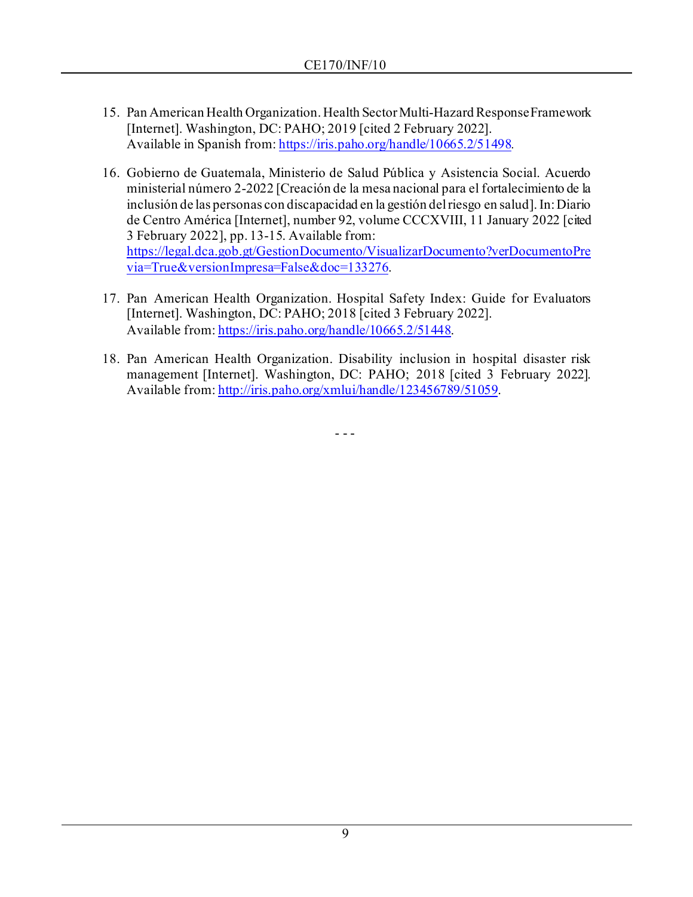15. Pan American Health Organization. Health Sector Multi-Hazard Response Framework [Internet]. Washington, DC: PAHO; 2019 [cited 2 February 2022]. Available in Spanish from: https://iris.paho.org/handle/10665.2/51498.

16. Gobierno de Guatemala, Ministerio de Salud Pública y Asistencia Social. Acuerdo ministerial número 2-2022 [Creación de la mesa nacional para el fortalecimiento de la inclusión de las personas con discapacidad en la gestión del riesgo en salud]. In: Diario de Centro América [Internet], number 92, volume CCCXVIII, 11 January 2022 [cited 3 February 2022], pp. 13-15. Available from: https://legal.dca.gob.gt/GestionDocumento/VisualizarDocumento?verDocumentoPrevia=True&versionImpresa=False&doc=133276.

17. Pan American Health Organization. Hospital Safety Index: Guide for Evaluators [Internet]. Washington, DC: PAHO; 2018 [cited 3 February 2022]. Available from: https://iris.paho.org/handle/10665.2/51448.

18. Pan American Health Organization. Disability inclusion in hospital disaster risk management [Internet]. Washington, DC: PAHO; 2018 [cited 3 February 2022]. Available from: http://iris.paho.org/xmlui/handle/123456789/51059.

- - -